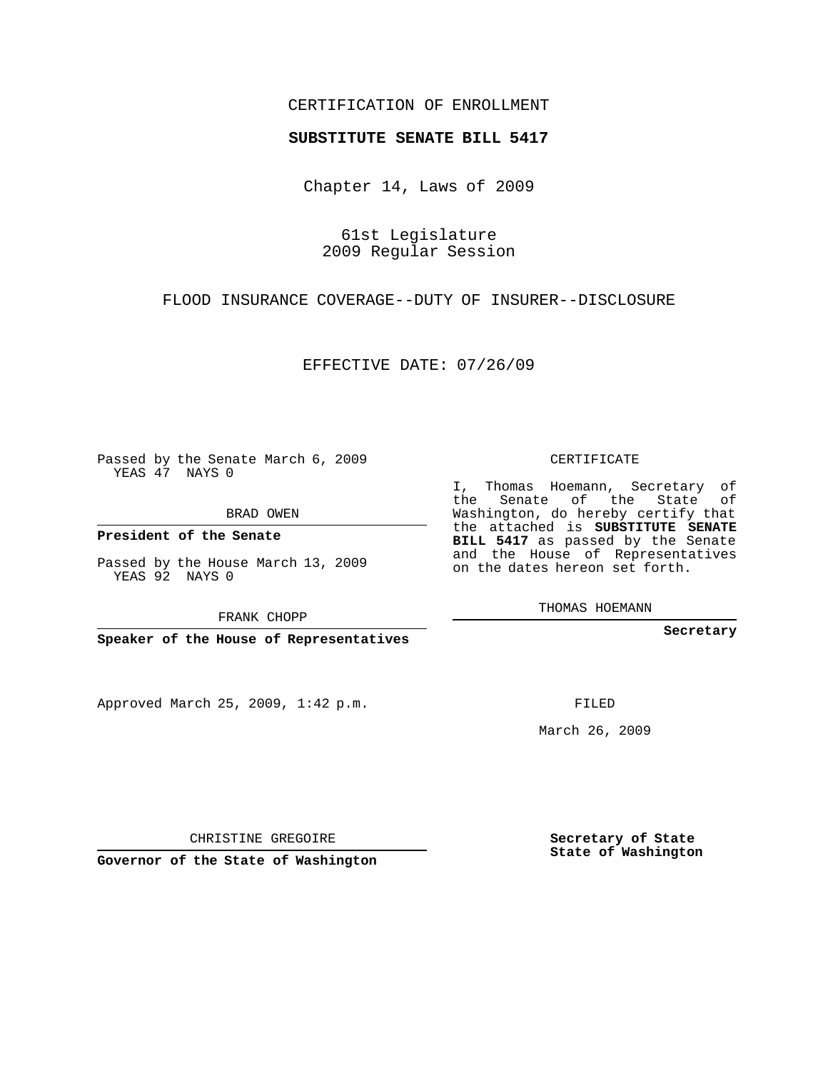CERTIFICATION OF ENROLLMENT

**SUBSTITUTE SENATE BILL 5417**

Chapter 14, Laws of 2009

61st Legislature
2009 Regular Session

FLOOD INSURANCE COVERAGE--DUTY OF INSURER--DISCLOSURE

EFFECTIVE DATE: 07/26/09

Passed by the Senate March 6, 2009
YEAS 47 NAYS 0

BRAD OWEN

**President of the Senate**

Passed by the House March 13, 2009
YEAS 92 NAYS 0

FRANK CHOPP

**Speaker of the House of Representatives**

CERTIFICATE

I, Thomas Hoemann, Secretary of the Senate of the State of Washington, do hereby certify that the attached is **SUBSTITUTE SENATE BILL 5417** as passed by the Senate and the House of Representatives on the dates hereon set forth.

THOMAS HOEMANN

**Secretary**

Approved March 25, 2009, 1:42 p.m.

FILED

March 26, 2009

CHRISTINE GREGOIRE

**Governor of the State of Washington**

**Secretary of State**
**State of Washington**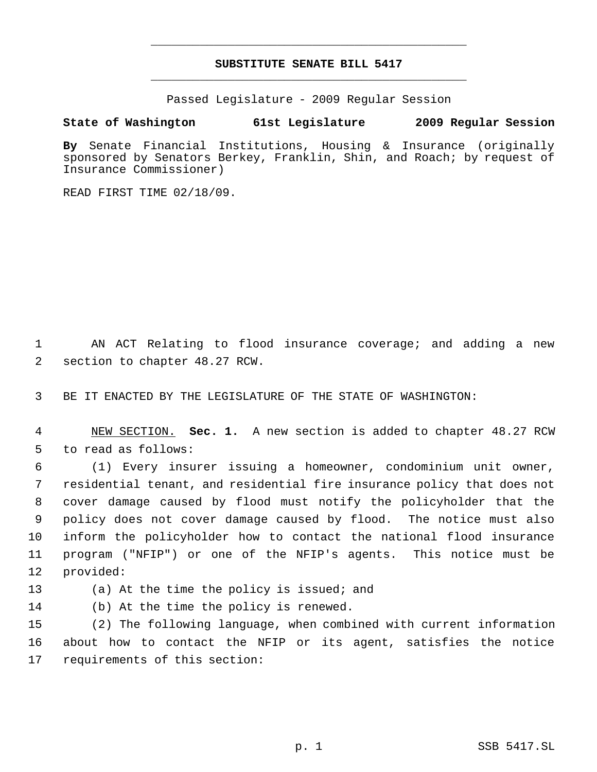# SUBSTITUTE SENATE BILL 5417

Passed Legislature - 2009 Regular Session

**State of Washington 61st Legislature 2009 Regular Session**

**By** Senate Financial Institutions, Housing & Insurance (originally sponsored by Senators Berkey, Franklin, Shin, and Roach; by request of Insurance Commissioner)

READ FIRST TIME 02/18/09.

AN ACT Relating to flood insurance coverage; and adding a new section to chapter 48.27 RCW.

BE IT ENACTED BY THE LEGISLATURE OF THE STATE OF WASHINGTON:

NEW SECTION. **Sec. 1.** A new section is added to chapter 48.27 RCW to read as follows:

(1) Every insurer issuing a homeowner, condominium unit owner, residential tenant, and residential fire insurance policy that does not cover damage caused by flood must notify the policyholder that the policy does not cover damage caused by flood. The notice must also inform the policyholder how to contact the national flood insurance program ("NFIP") or one of the NFIP's agents. This notice must be provided:

(a) At the time the policy is issued; and

(b) At the time the policy is renewed.

(2) The following language, when combined with current information about how to contact the NFIP or its agent, satisfies the notice requirements of this section: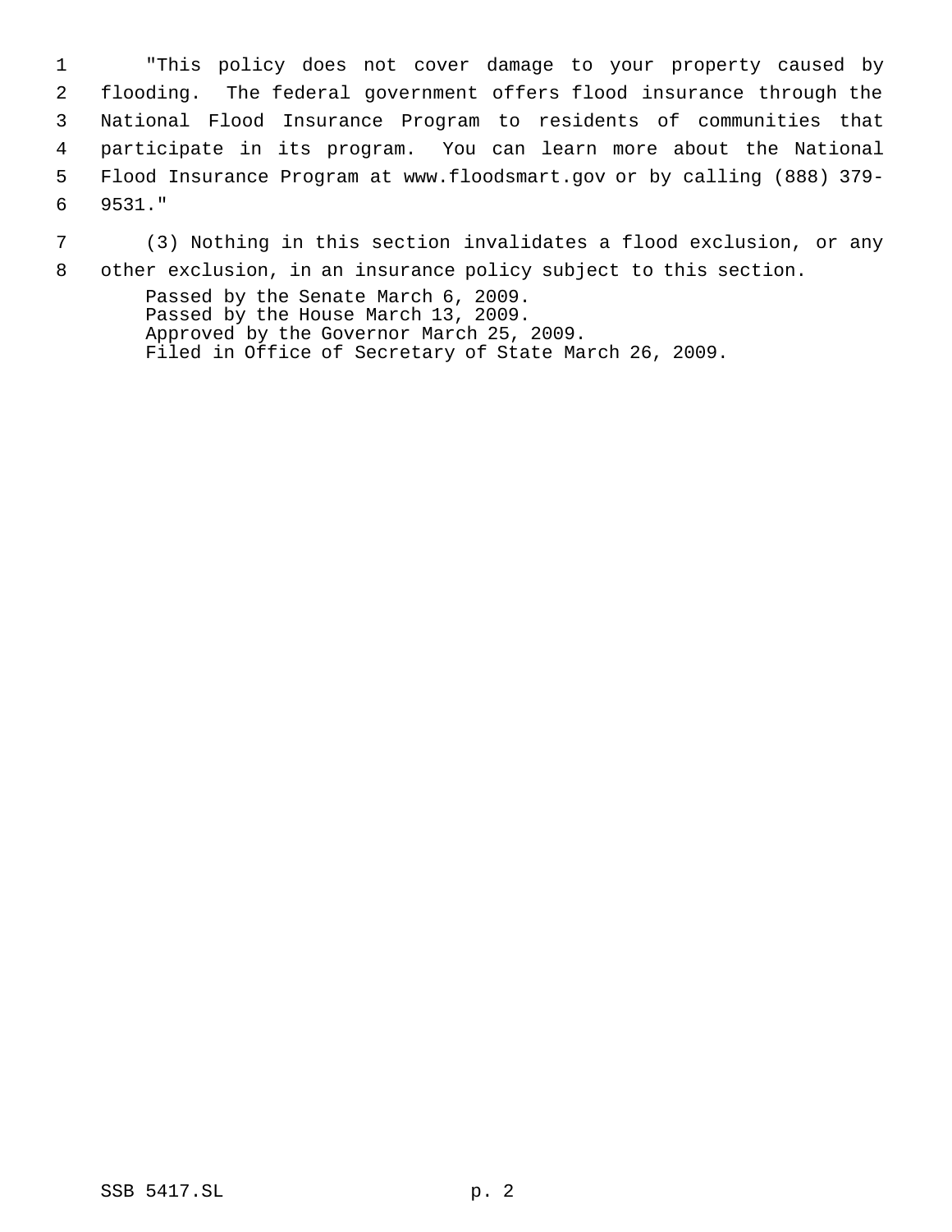"This policy does not cover damage to your property caused by flooding. The federal government offers flood insurance through the National Flood Insurance Program to residents of communities that participate in its program. You can learn more about the National Flood Insurance Program at www.floodsmart.gov or by calling (888) 379-9531."

(3) Nothing in this section invalidates a flood exclusion, or any other exclusion, in an insurance policy subject to this section.

Passed by the Senate March 6, 2009.
Passed by the House March 13, 2009.
Approved by the Governor March 25, 2009.
Filed in Office of Secretary of State March 26, 2009.